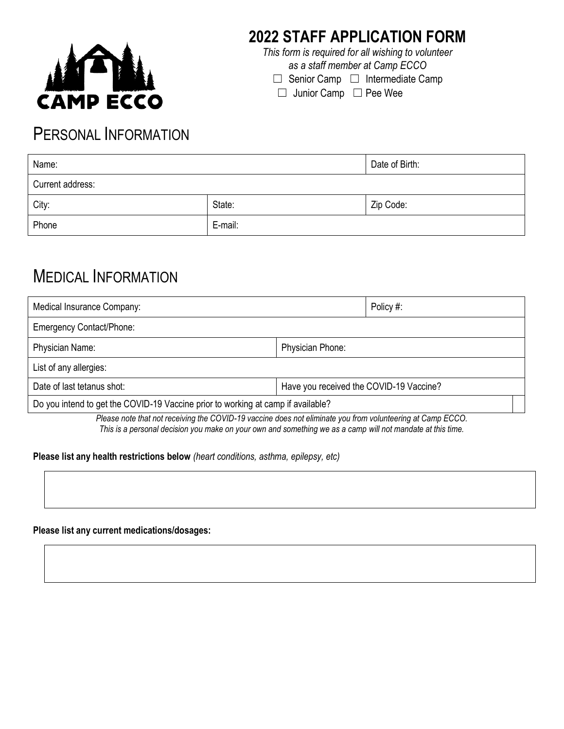CAMP ECCO

# 2022 STAFF APPLICATION FORM

*This form is required for all wishing to volunteer as a staff member at Camp ECCO*

☐ Senior Camp ☐ Intermediate Camp
☐ Junior Camp ☐ Pee Wee

## PERSONAL INFORMATION

| Name: | | Date of Birth: |
|---|---|---|
| Current address: | | |
| City: | State: | Zip Code: |
| Phone | E-mail: | |

## MEDICAL INFORMATION

| Medical Insurance Company: | | Policy #: |
|---|---|---|
| Emergency Contact/Phone: | | |
| Physician Name: | Physician Phone: | |
| List of any allergies: | | |
| Date of last tetanus shot: | Have you received the COVID-19 Vaccine? | |
| Do you intend to get the COVID-19 Vaccine prior to working at camp if available? | | |

*Please note that not receiving the COVID-19 vaccine does not eliminate you from volunteering at Camp ECCO. This is a personal decision you make on your own and something we as a camp will not mandate at this time.*

**Please list any health restrictions below** *(heart conditions, asthma, epilepsy, etc)*

**Please list any current medications/dosages:**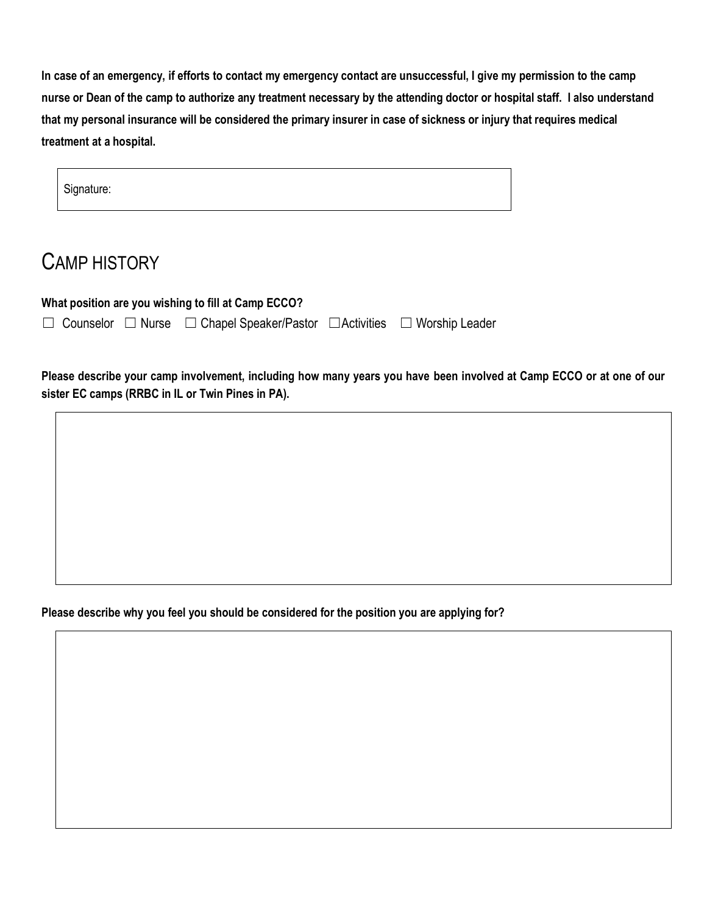**In case of an emergency, if efforts to contact my emergency contact are unsuccessful, I give my permission to the camp nurse or Dean of the camp to authorize any treatment necessary by the attending doctor or hospital staff. I also understand that my personal insurance will be considered the primary insurer in case of sickness or injury that requires medical treatment at a hospital.**

Signature:

## CAMP HISTORY

**What position are you wishing to fill at Camp ECCO?**

☐ Counselor ☐ Nurse ☐ Chapel Speaker/Pastor ☐ Activities ☐ Worship Leader

**Please describe your camp involvement, including how many years you have been involved at Camp ECCO or at one of our sister EC camps (RRBC in IL or Twin Pines in PA).**

**Please describe why you feel you should be considered for the position you are applying for?**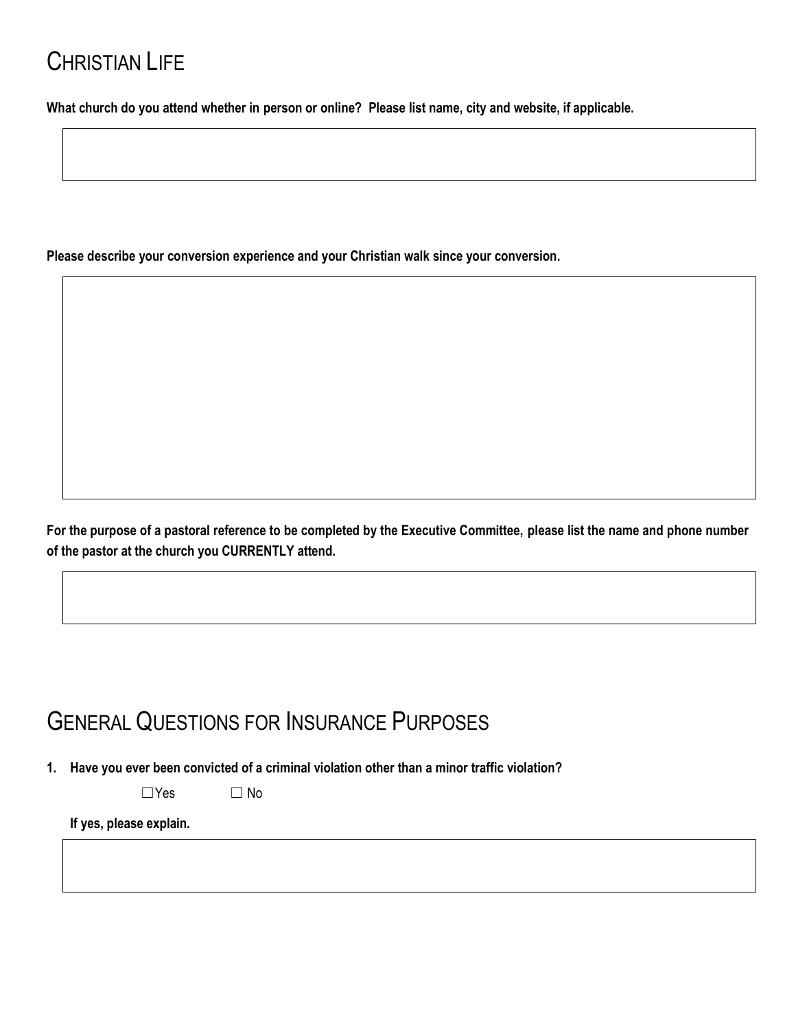# Christian Life

**What church do you attend whether in person or online? Please list name, city and website, if applicable.**

**Please describe your conversion experience and your Christian walk since your conversion.**

**For the purpose of a pastoral reference to be completed by the Executive Committee, please list the name and phone number of the pastor at the church you CURRENTLY attend.**

# General Questions for Insurance Purposes

1. **Have you ever been convicted of a criminal violation other than a minor traffic violation?**

   ☐Yes ☐ No

   **If yes, please explain.**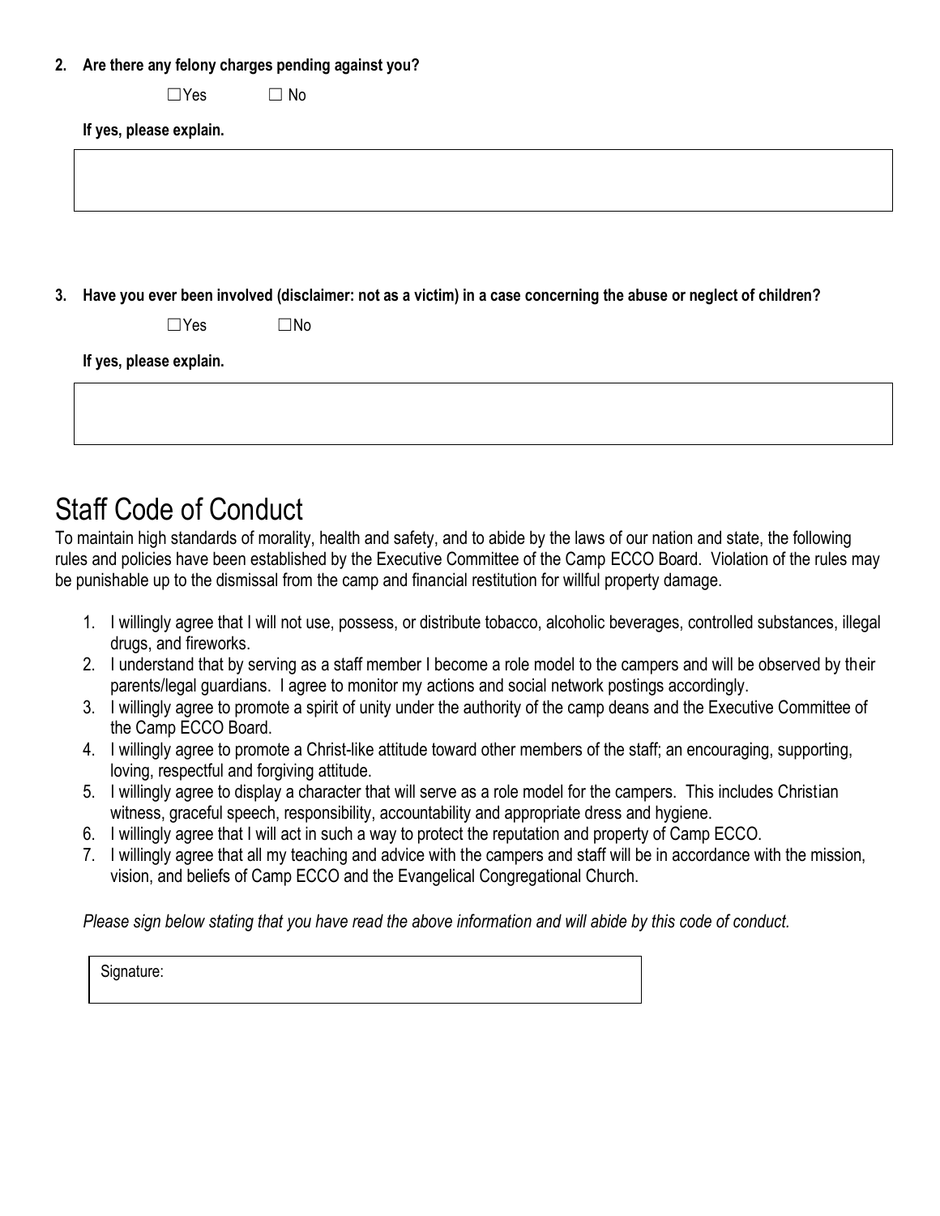**2. Are there any felony charges pending against you?**

☐Yes ☐ No

**If yes, please explain.**

**3. Have you ever been involved (disclaimer: not as a victim) in a case concerning the abuse or neglect of children?**

☐Yes ☐No

**If yes, please explain.**

# Staff Code of Conduct

To maintain high standards of morality, health and safety, and to abide by the laws of our nation and state, the following rules and policies have been established by the Executive Committee of the Camp ECCO Board. Violation of the rules may be punishable up to the dismissal from the camp and financial restitution for willful property damage.

1. I willingly agree that I will not use, possess, or distribute tobacco, alcoholic beverages, controlled substances, illegal drugs, and fireworks.
2. I understand that by serving as a staff member I become a role model to the campers and will be observed by their parents/legal guardians. I agree to monitor my actions and social network postings accordingly.
3. I willingly agree to promote a spirit of unity under the authority of the camp deans and the Executive Committee of the Camp ECCO Board.
4. I willingly agree to promote a Christ-like attitude toward other members of the staff; an encouraging, supporting, loving, respectful and forgiving attitude.
5. I willingly agree to display a character that will serve as a role model for the campers. This includes Christian witness, graceful speech, responsibility, accountability and appropriate dress and hygiene.
6. I willingly agree that I will act in such a way to protect the reputation and property of Camp ECCO.
7. I willingly agree that all my teaching and advice with the campers and staff will be in accordance with the mission, vision, and beliefs of Camp ECCO and the Evangelical Congregational Church.

*Please sign below stating that you have read the above information and will abide by this code of conduct.*

Signature: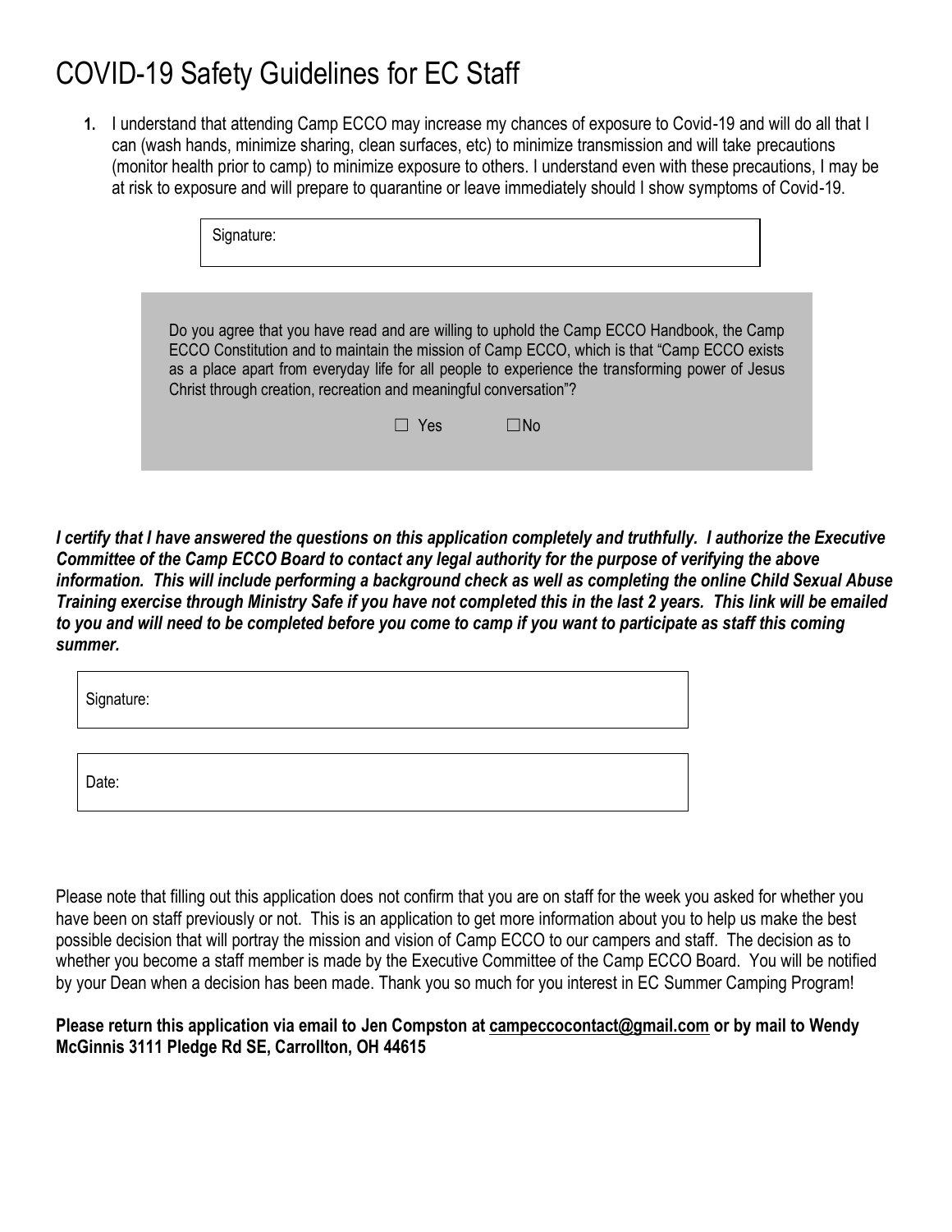# COVID-19 Safety Guidelines for EC Staff

1. I understand that attending Camp ECCO may increase my chances of exposure to Covid-19 and will do all that I can (wash hands, minimize sharing, clean surfaces, etc) to minimize transmission and will take precautions (monitor health prior to camp) to minimize exposure to others. I understand even with these precautions, I may be at risk to exposure and will prepare to quarantine or leave immediately should I show symptoms of Covid-19.

Signature:

Do you agree that you have read and are willing to uphold the Camp ECCO Handbook, the Camp ECCO Constitution and to maintain the mission of Camp ECCO, which is that "Camp ECCO exists as a place apart from everyday life for all people to experience the transforming power of Jesus Christ through creation, recreation and meaningful conversation"?

☐ Yes ☐No

***I certify that I have answered the questions on this application completely and truthfully. I authorize the Executive Committee of the Camp ECCO Board to contact any legal authority for the purpose of verifying the above information. This will include performing a background check as well as completing the online Child Sexual Abuse Training exercise through Ministry Safe if you have not completed this in the last 2 years. This link will be emailed to you and will need to be completed before you come to camp if you want to participate as staff this coming summer.***

Signature:

Date:

Please note that filling out this application does not confirm that you are on staff for the week you asked for whether you have been on staff previously or not. This is an application to get more information about you to help us make the best possible decision that will portray the mission and vision of Camp ECCO to our campers and staff. The decision as to whether you become a staff member is made by the Executive Committee of the Camp ECCO Board. You will be notified by your Dean when a decision has been made. Thank you so much for you interest in EC Summer Camping Program!

**Please return this application via email to Jen Compston at campeccocontact@gmail.com or by mail to Wendy McGinnis 3111 Pledge Rd SE, Carrollton, OH 44615**